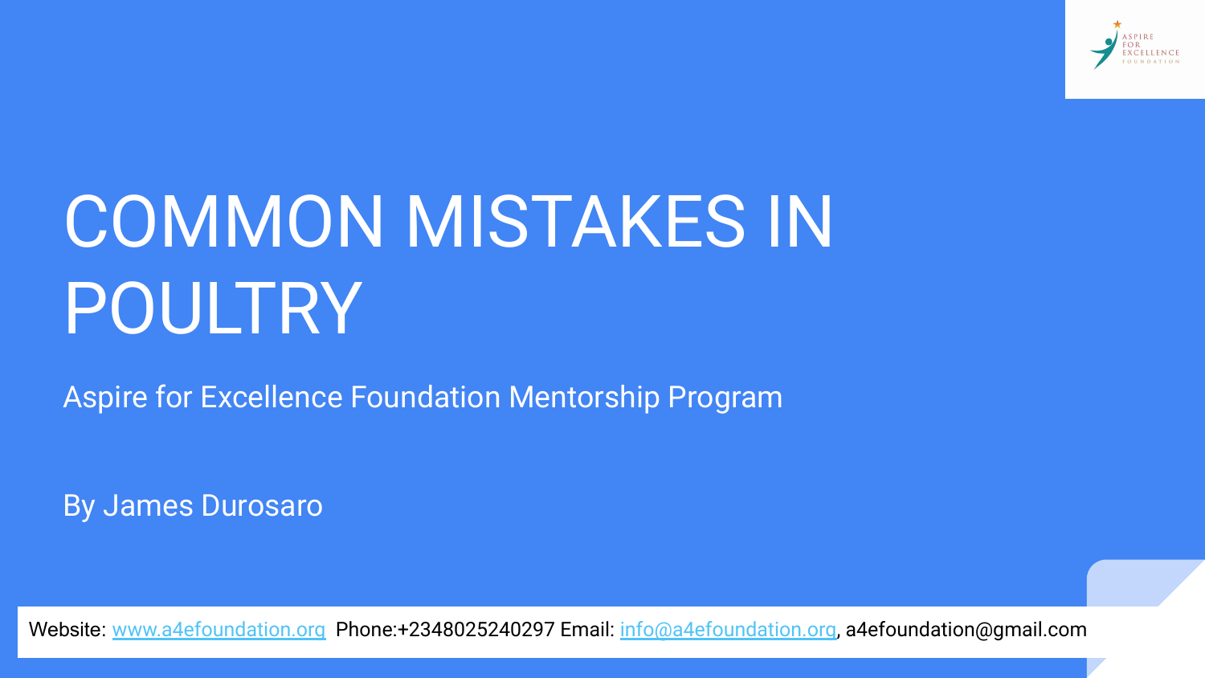# COMMON MISTAKES IN POULTRY

Aspire for Excellence Foundation Mentorship Program

By James Durosaro

Website: www.a4efoundation.org Phone:+2348025240297 Email: info@a4efoundation.org, a4efoundation@gmail.com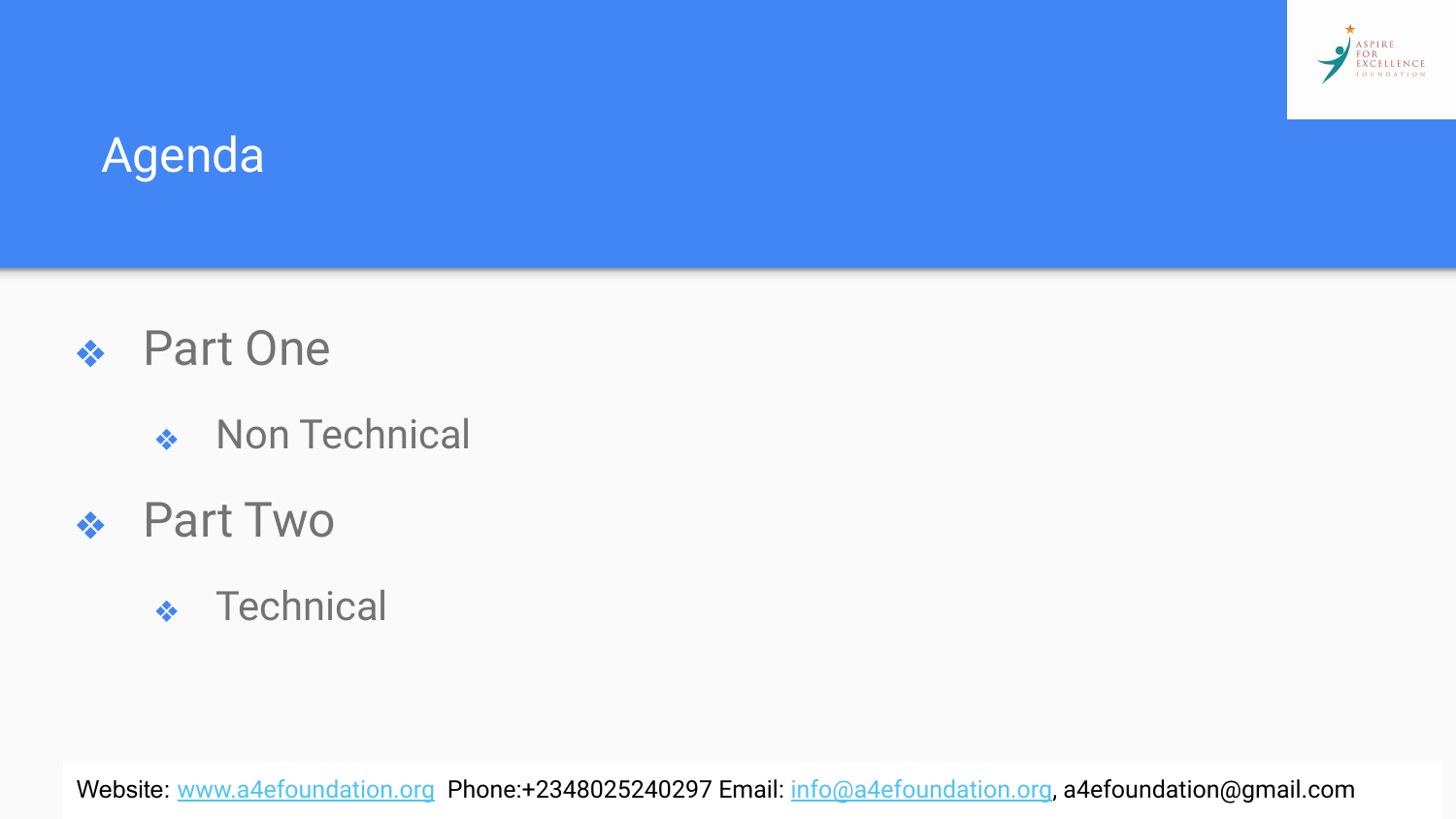# Agenda

- Part One
  - Non Technical
- Part Two
  - Technical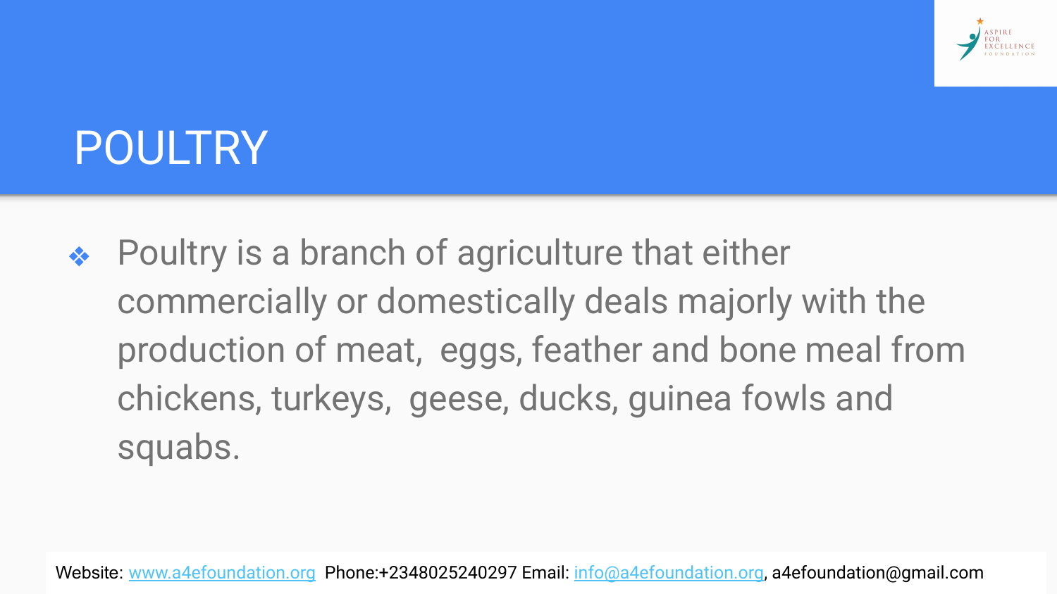# POULTRY

- Poultry is a branch of agriculture that either commercially or domestically deals majorly with the production of meat, eggs, feather and bone meal from chickens, turkeys, geese, ducks, guinea fowls and squabs.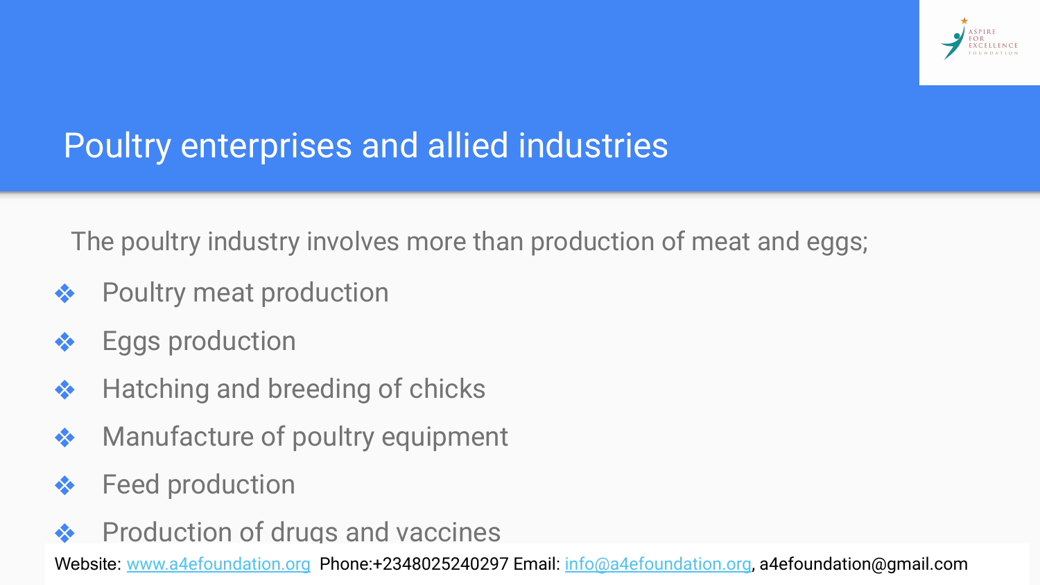# Poultry enterprises and allied industries

The poultry industry involves more than production of meat and eggs;

- Poultry meat production
- Eggs production
- Hatching and breeding of chicks
- Manufacture of poultry equipment
- Feed production
- Production of drugs and vaccines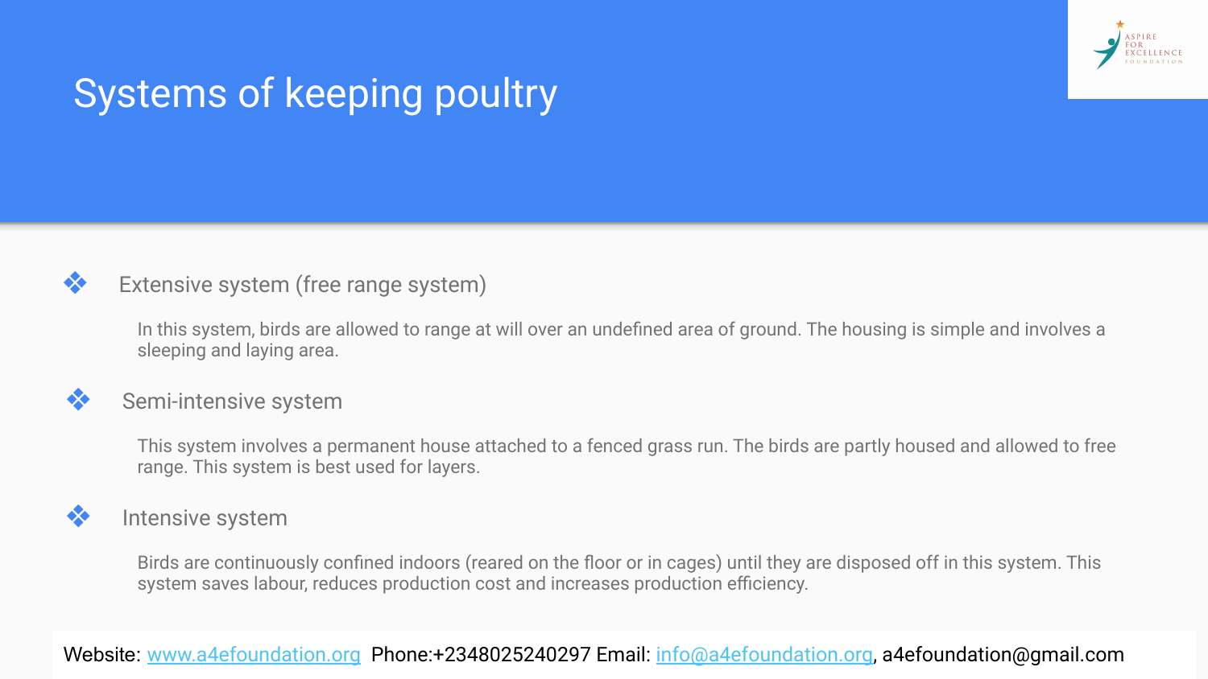# Systems of keeping poultry

- **Extensive system (free range system)**

  In this system, birds are allowed to range at will over an undefined area of ground. The housing is simple and involves a sleeping and laying area.

- **Semi-intensive system**

  This system involves a permanent house attached to a fenced grass run. The birds are partly housed and allowed to free range. This system is best used for layers.

- **Intensive system**

  Birds are continuously confined indoors (reared on the floor or in cages) until they are disposed off in this system. This system saves labour, reduces production cost and increases production efficiency.

Website: www.a4efoundation.org Phone:+2348025240297 Email: info@a4efoundation.org, a4efoundation@gmail.com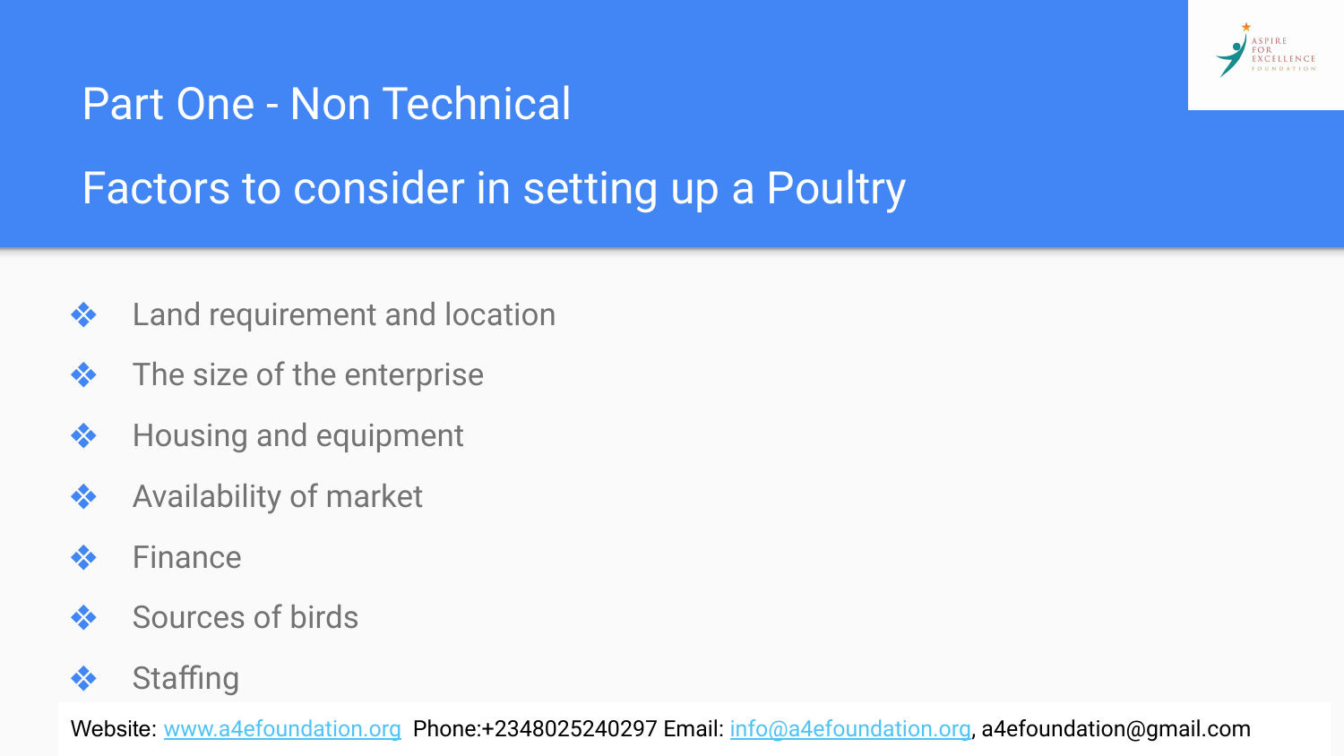# Part One - Non Technical

## Factors to consider in setting up a Poultry

- Land requirement and location
- The size of the enterprise
- Housing and equipment
- Availability of market
- Finance
- Sources of birds
- Staffing

Website: www.a4efoundation.org Phone:+2348025240297 Email: info@a4efoundation.org, a4efoundation@gmail.com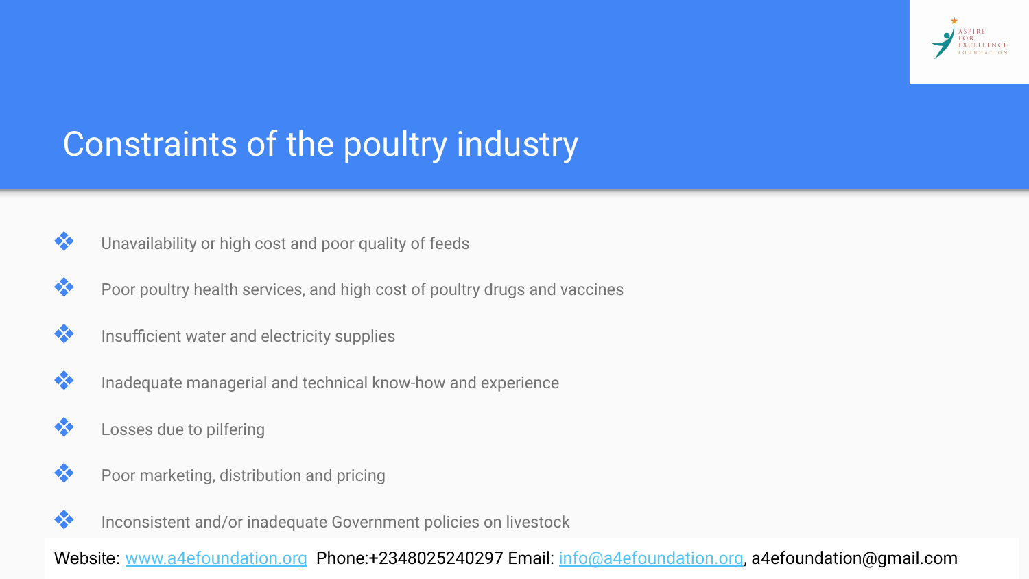# Constraints of the poultry industry

- Unavailability or high cost and poor quality of feeds
- Poor poultry health services, and high cost of poultry drugs and vaccines
- Insufficient water and electricity supplies
- Inadequate managerial and technical know-how and experience
- Losses due to pilfering
- Poor marketing, distribution and pricing
- Inconsistent and/or inadequate Government policies on livestock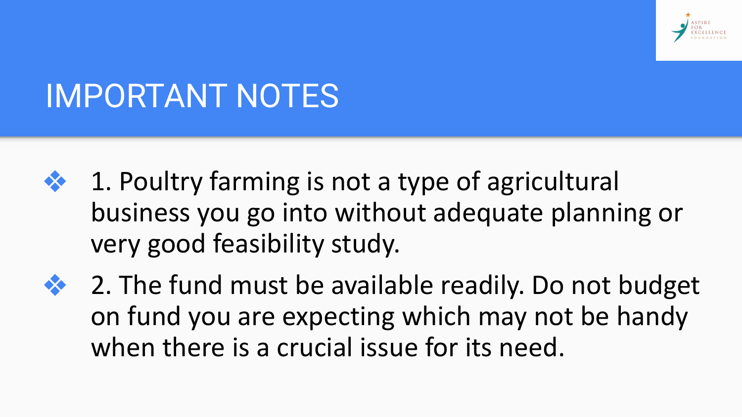# IMPORTANT NOTES

- 1. Poultry farming is not a type of agricultural business you go into without adequate planning or very good feasibility study.
- 2. The fund must be available readily. Do not budget on fund you are expecting which may not be handy when there is a crucial issue for its need.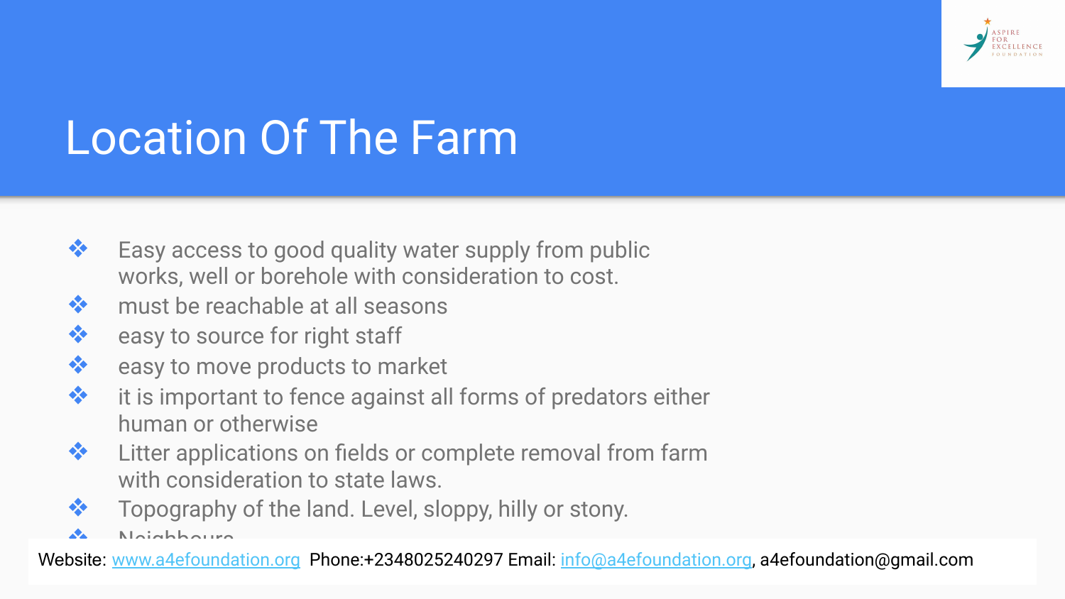# Location Of The Farm

- Easy access to good quality water supply from public works, well or borehole with consideration to cost.
- must be reachable at all seasons
- easy to source for right staff
- easy to move products to market
- it is important to fence against all forms of predators either human or otherwise
- Litter applications on fields or complete removal from farm with consideration to state laws.
- Topography of the land. Level, sloppy, hilly or stony.
- Neighbours

Website: www.a4efoundation.org Phone:+2348025240297 Email: info@a4efoundation.org, a4efoundation@gmail.com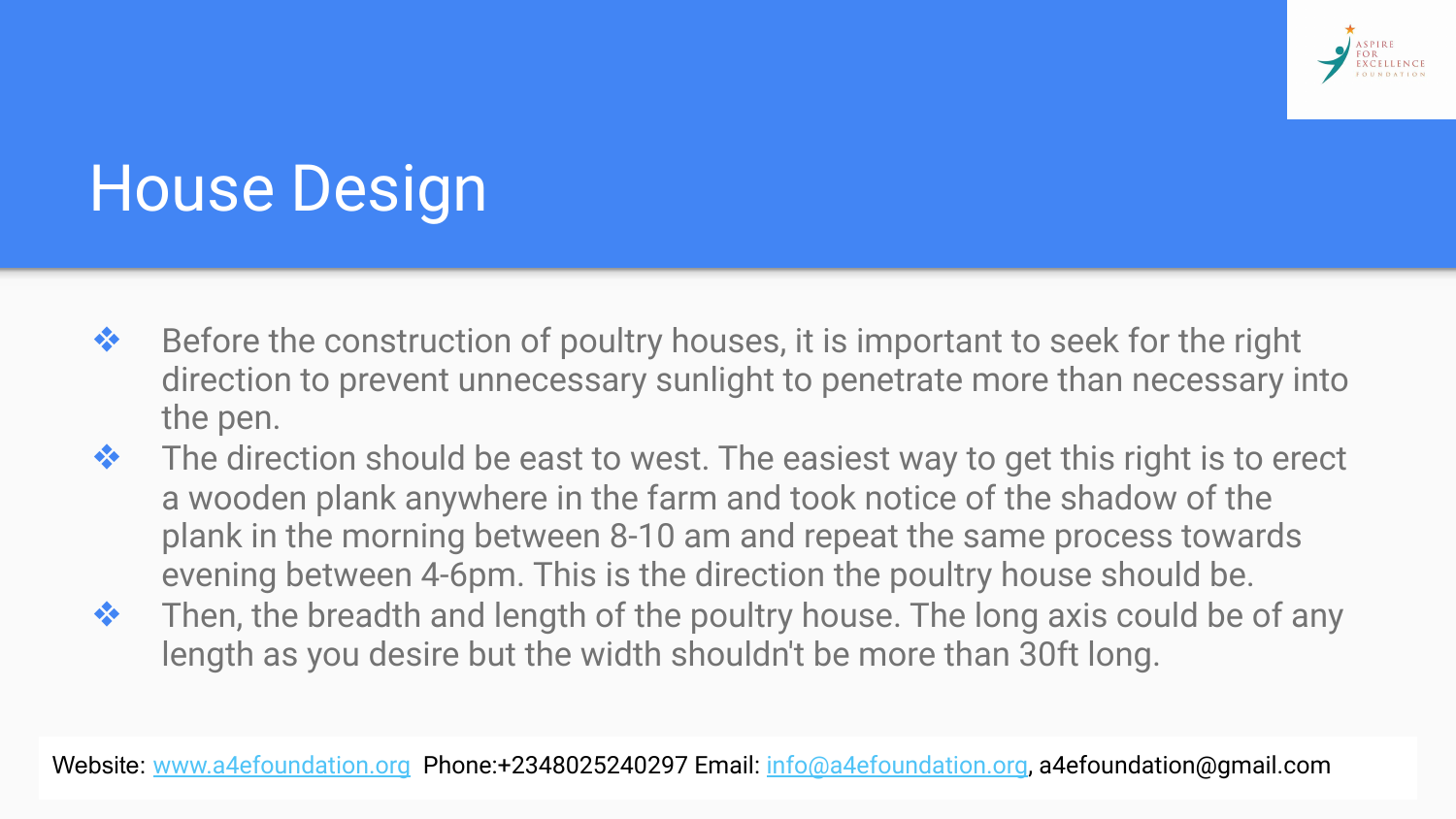# House Design

- Before the construction of poultry houses, it is important to seek for the right direction to prevent unnecessary sunlight to penetrate more than necessary into the pen.
- The direction should be east to west. The easiest way to get this right is to erect a wooden plank anywhere in the farm and took notice of the shadow of the plank in the morning between 8-10 am and repeat the same process towards evening between 4-6pm. This is the direction the poultry house should be.
- Then, the breadth and length of the poultry house. The long axis could be of any length as you desire but the width shouldn't be more than 30ft long.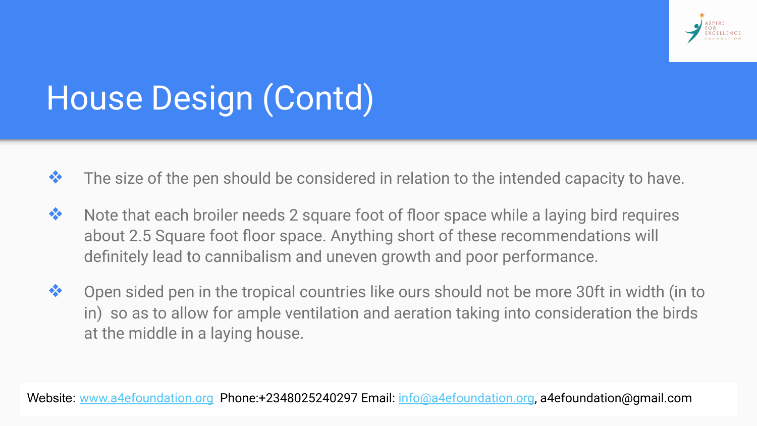# House Design (Contd)

- The size of the pen should be considered in relation to the intended capacity to have.
- Note that each broiler needs 2 square foot of floor space while a laying bird requires about 2.5 Square foot floor space. Anything short of these recommendations will definitely lead to cannibalism and uneven growth and poor performance.
- Open sided pen in the tropical countries like ours should not be more 30ft in width (in to in) so as to allow for ample ventilation and aeration taking into consideration the birds at the middle in a laying house.

Website: www.a4efoundation.org Phone:+2348025240297 Email: info@a4efoundation.org, a4efoundation@gmail.com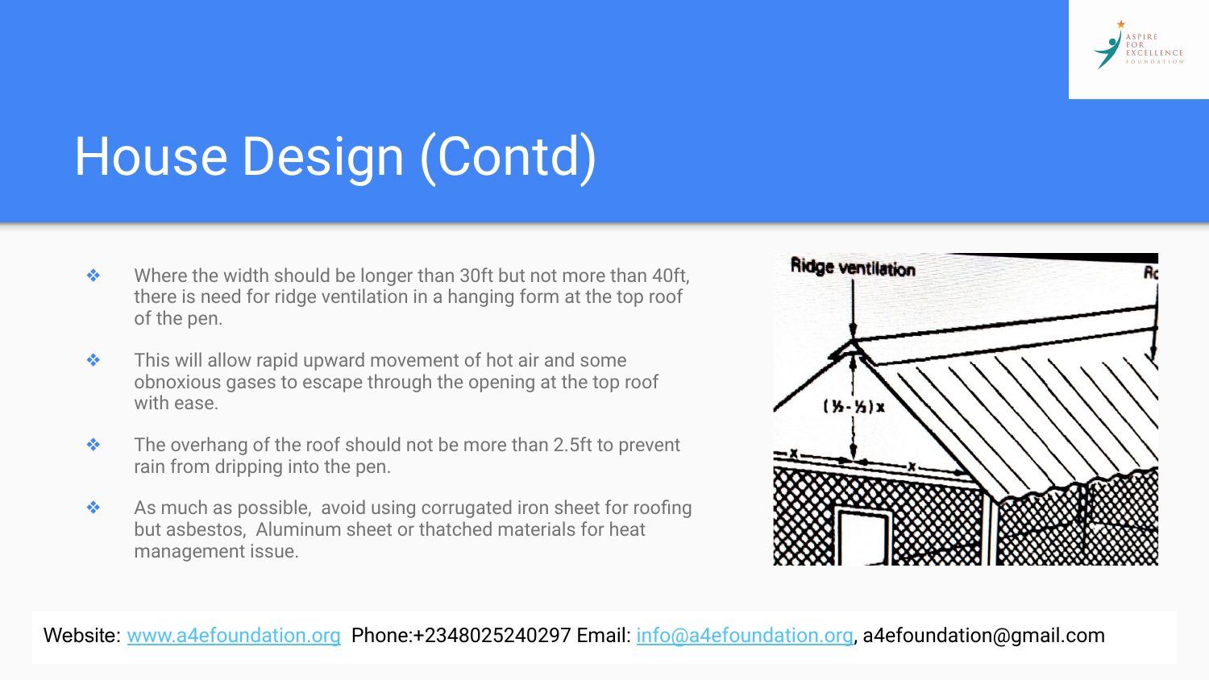# House Design (Contd)

- Where the width should be longer than 30ft but not more than 40ft, there is need for ridge ventilation in a hanging form at the top roof of the pen.
- This will allow rapid upward movement of hot air and some obnoxious gases to escape through the opening at the top roof with ease.
- The overhang of the roof should not be more than 2.5ft to prevent rain from dripping into the pen.
- As much as possible, avoid using corrugated iron sheet for roofing but asbestos, Aluminum sheet or thatched materials for heat management issue.

Website: www.a4efoundation.org Phone:+2348025240297 Email: info@a4efoundation.org, a4efoundation@gmail.com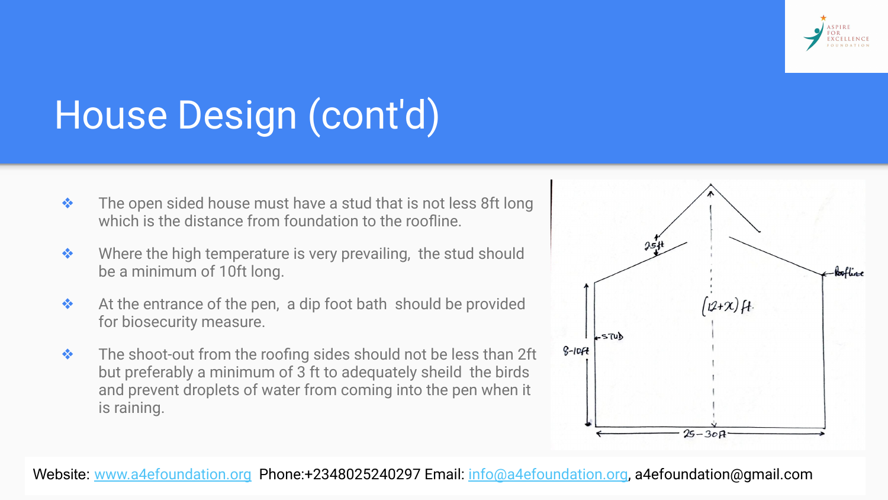# House Design (cont'd)

- The open sided house must have a stud that is not less 8ft long which is the distance from foundation to the roofline.
- Where the high temperature is very prevailing, the stud should be a minimum of 10ft long.
- At the entrance of the pen, a dip foot bath should be provided for biosecurity measure.
- The shoot-out from the roofing sides should not be less than 2ft but preferably a minimum of 3 ft to adequately sheild the birds and prevent droplets of water from coming into the pen when it is raining.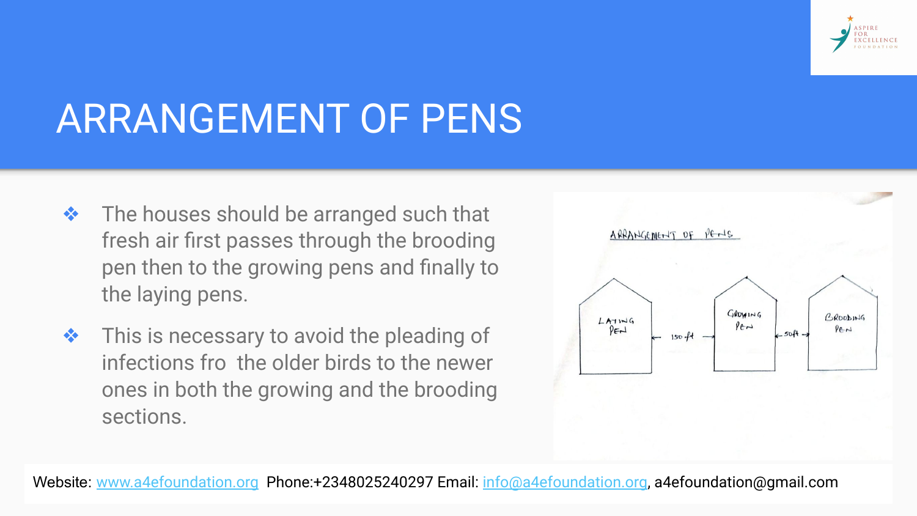# ARRANGEMENT OF PENS

- The houses should be arranged such that fresh air first passes through the brooding pen then to the growing pens and finally to the laying pens.
- This is necessary to avoid the pleading of infections fro  the older birds to the newer ones in both the growing and the brooding sections.

ARRANGEMENT OF PENS

LAYING PEN ← 150 ft → GROWING PEN ← 50ft → BROODING PEN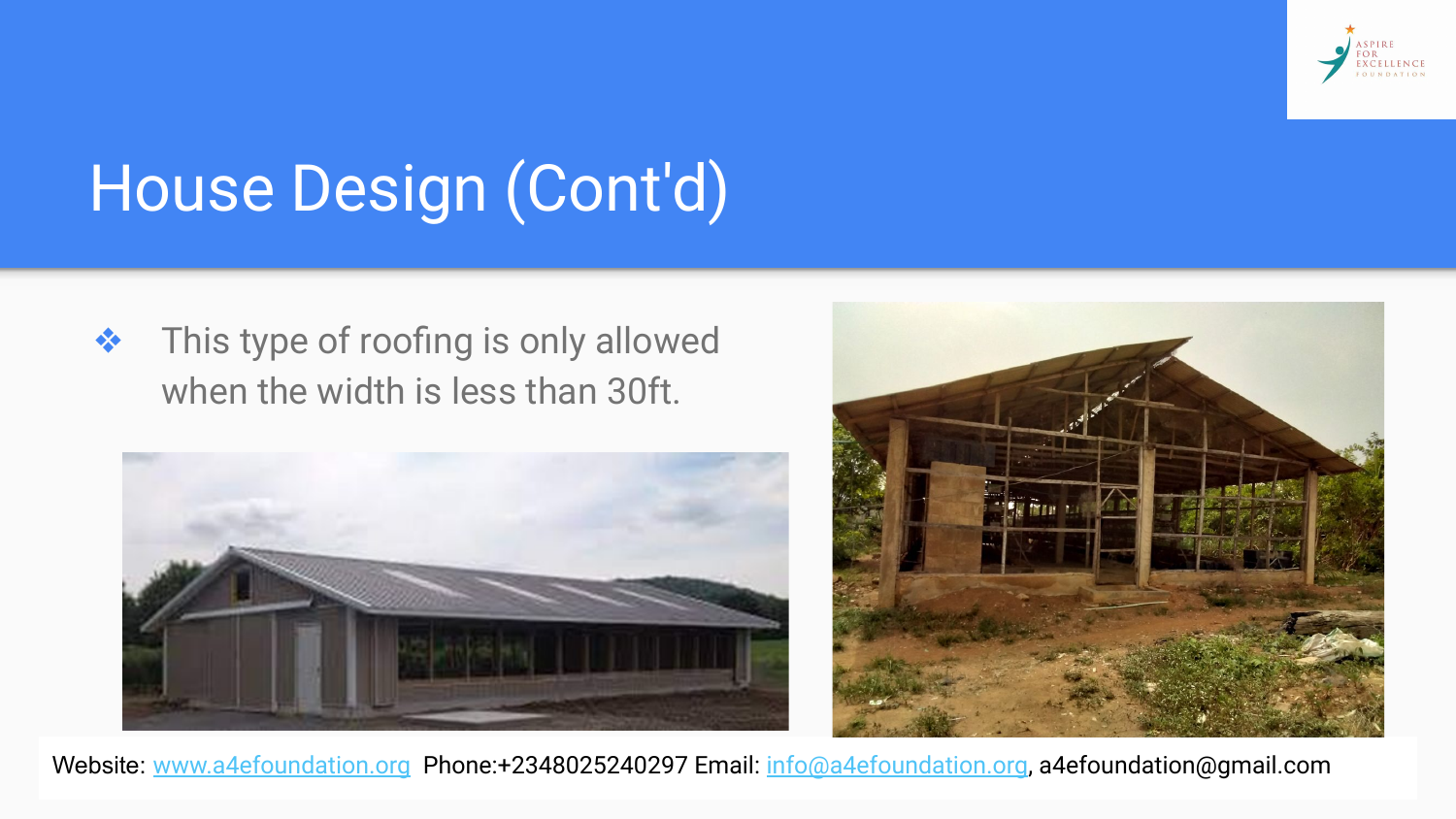# House Design (Cont'd)

- This type of roofing is only allowed when the width is less than 30ft.

Website: www.a4efoundation.org Phone:+2348025240297 Email: info@a4efoundation.org, a4efoundation@gmail.com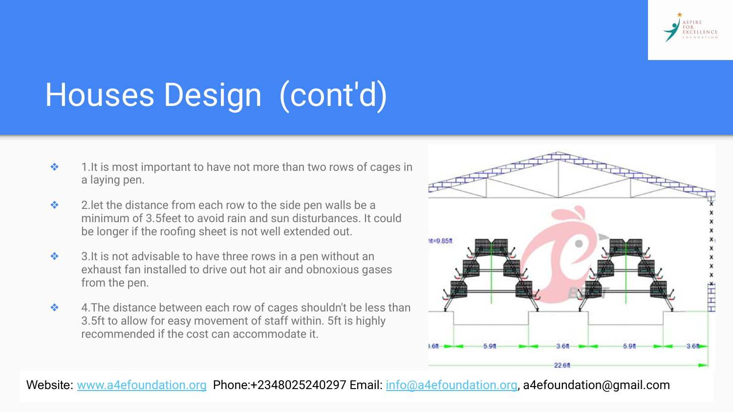# Houses Design (cont'd)

- 1.It is most important to have not more than two rows of cages in a laying pen.
- 2.let the distance from each row to the side pen walls be a minimum of 3.5feet to avoid rain and sun disturbances. It could be longer if the roofing sheet is not well extended out.
- 3.It is not advisable to have three rows in a pen without an exhaust fan installed to drive out hot air and obnoxious gases from the pen.
- 4.The distance between each row of cages shouldn't be less than 3.5ft to allow for easy movement of staff within. 5ft is highly recommended if the cost can accommodate it.

Website: www.a4efoundation.org Phone:+2348025240297 Email: info@a4efoundation.org, a4efoundation@gmail.com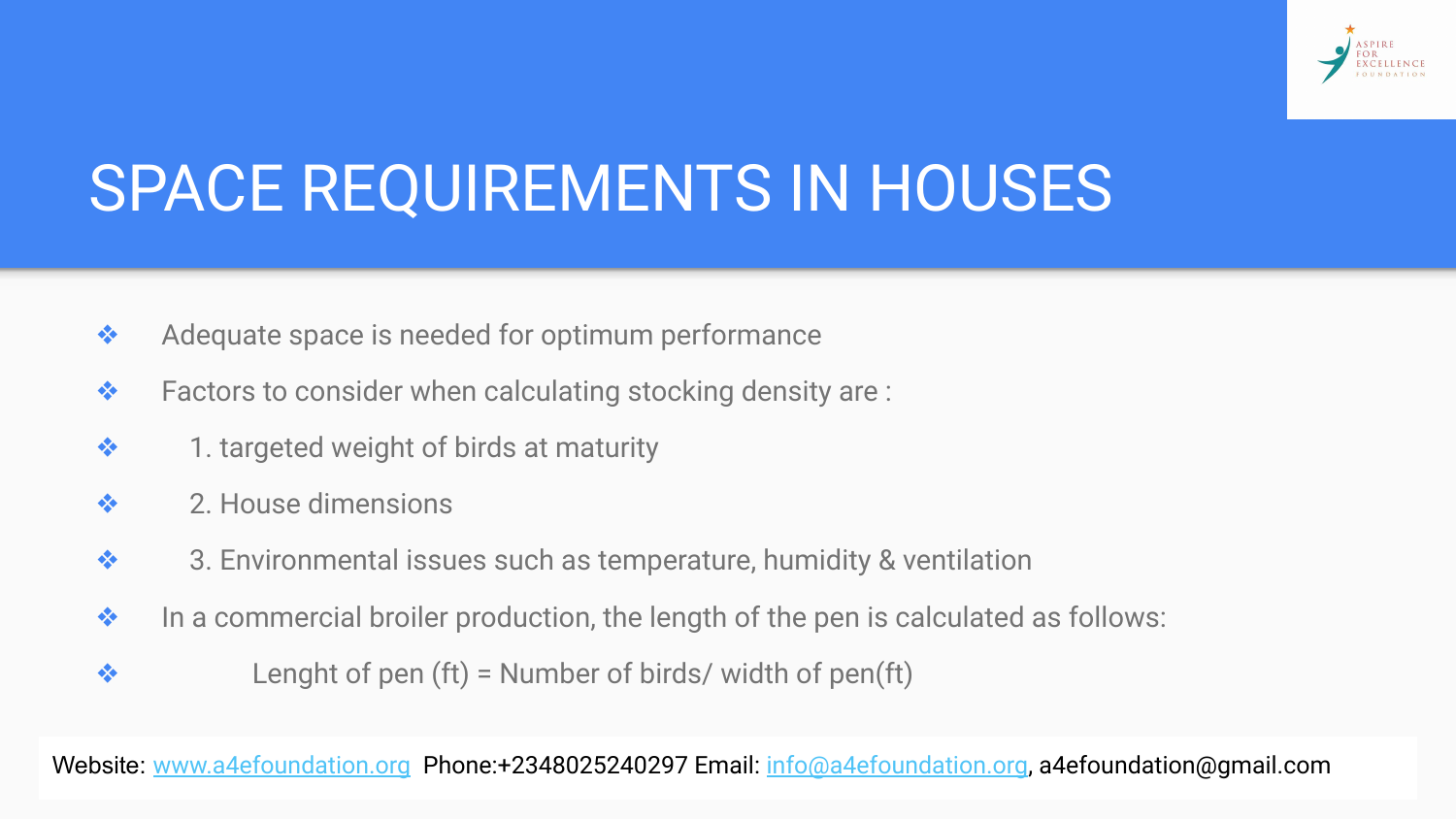# SPACE REQUIREMENTS IN HOUSES

- Adequate space is needed for optimum performance
- Factors to consider when calculating stocking density are :
- 1. targeted weight of birds at maturity
- 2. House dimensions
- 3. Environmental issues such as temperature, humidity & ventilation
- In a commercial broiler production, the length of the pen is calculated as follows:
- Lenght of pen (ft) = Number of birds/ width of pen(ft)

Website: www.a4efoundation.org Phone:+2348025240297 Email: info@a4efoundation.org, a4efoundation@gmail.com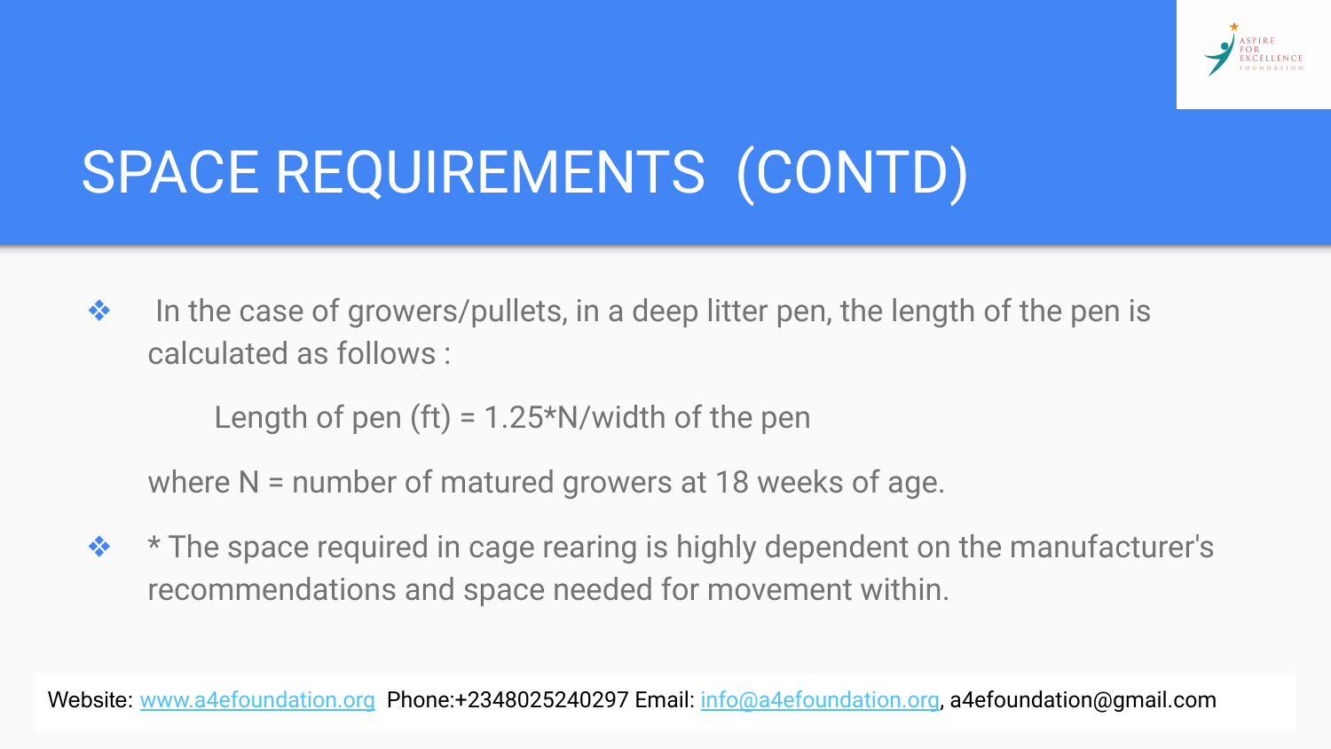# SPACE REQUIREMENTS (CONTD)

- In the case of growers/pullets, in a deep litter pen, the length of the pen is calculated as follows :

  $$\text{Length of pen (ft)} = 1.25 * N/\text{width of the pen}$$

  where N = number of matured growers at 18 weeks of age.

- * The space required in cage rearing is highly dependent on the manufacturer's recommendations and space needed for movement within.

Website: www.a4efoundation.org Phone:+2348025240297 Email: info@a4efoundation.org, a4efoundation@gmail.com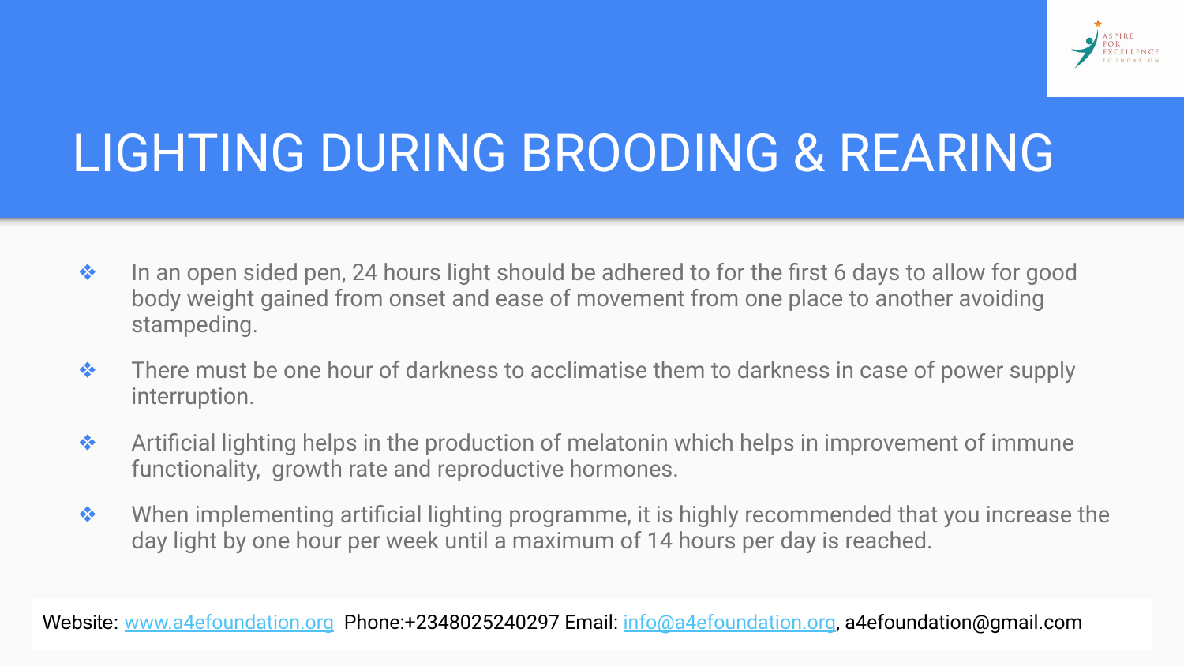# LIGHTING DURING BROODING & REARING

- In an open sided pen, 24 hours light should be adhered to for the first 6 days to allow for good body weight gained from onset and ease of movement from one place to another avoiding stampeding.
- There must be one hour of darkness to acclimatise them to darkness in case of power supply interruption.
- Artificial lighting helps in the production of melatonin which helps in improvement of immune functionality,  growth rate and reproductive hormones.
- When implementing artificial lighting programme, it is highly recommended that you increase the day light by one hour per week until a maximum of 14 hours per day is reached.

Website: [www.a4efoundation.org](http://www.a4efoundation.org)  Phone:+2348025240297 Email: [info@a4efoundation.org](mailto:info@a4efoundation.org), a4efoundation@gmail.com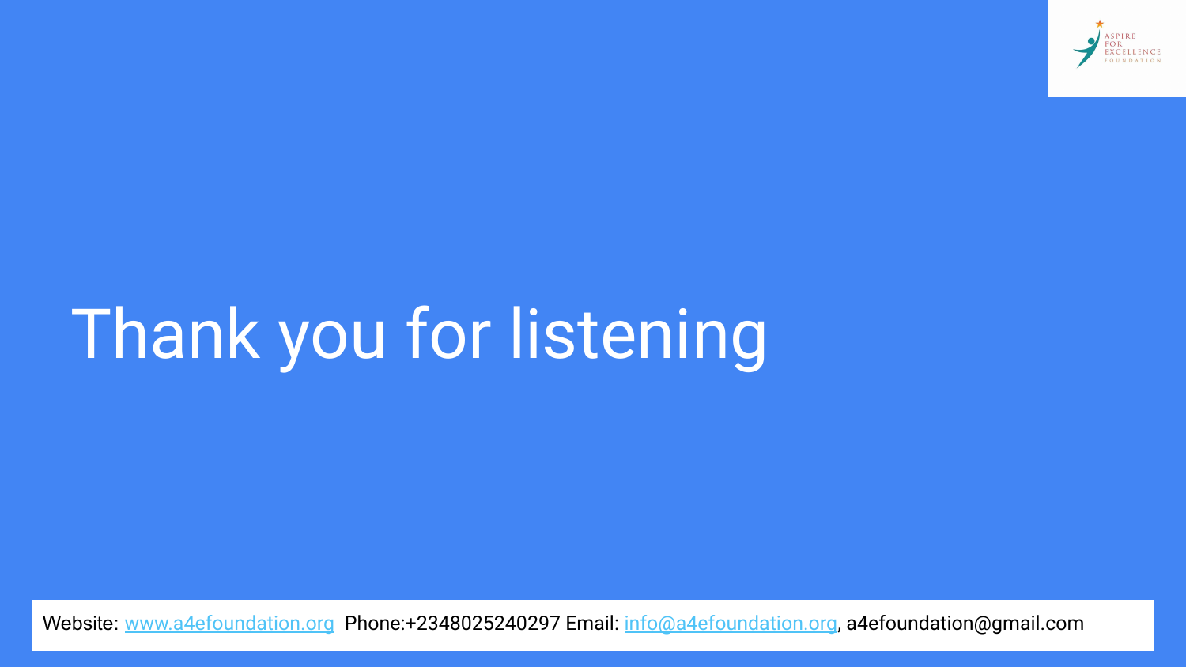# Thank you for listening

Website: www.a4efoundation.org Phone:+2348025240297 Email: info@a4efoundation.org, a4efoundation@gmail.com